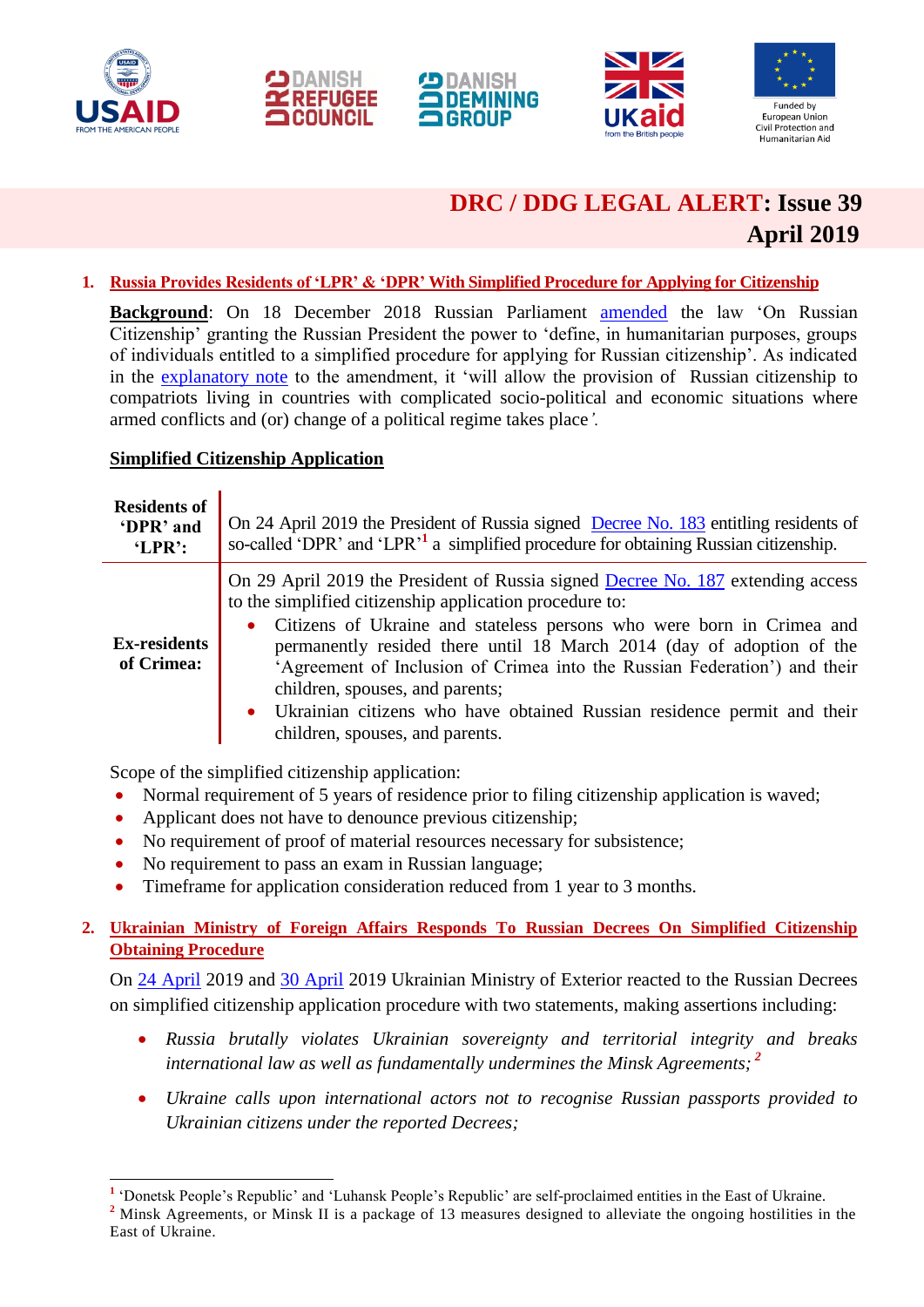# DRC / DDG LEGAL ALERT: Issue 39
## April 2019

### 1. Russia Provides Residents of 'LPR' & 'DPR' With Simplified Procedure for Applying for Citizenship

**Background**: On 18 December 2018 Russian Parliament amended the law 'On Russian Citizenship' granting the Russian President the power to 'define, in humanitarian purposes, groups of individuals entitled to a simplified procedure for applying for Russian citizenship'. As indicated in the explanatory note to the amendment, it 'will allow the provision of Russian citizenship to compatriots living in countries with complicated socio-political and economic situations where armed conflicts and (or) change of a political regime takes place'.

**Simplified Citizenship Application**

| | |
|---|---|
| **Residents of 'DPR' and 'LPR':** | On 24 April 2019 the President of Russia signed Decree No. 183 entitling residents of so-called 'DPR' and 'LPR'[1] a simplified procedure for obtaining Russian citizenship. |
| **Ex-residents of Crimea:** | On 29 April 2019 the President of Russia signed Decree No. 187 extending access to the simplified citizenship application procedure to:<br>• Citizens of Ukraine and stateless persons who were born in Crimea and permanently resided there until 18 March 2014 (day of adoption of the 'Agreement of Inclusion of Crimea into the Russian Federation') and their children, spouses, and parents;<br>• Ukrainian citizens who have obtained Russian residence permit and their children, spouses, and parents. |

Scope of the simplified citizenship application:

- Normal requirement of 5 years of residence prior to filing citizenship application is waved;
- Applicant does not have to denounce previous citizenship;
- No requirement of proof of material resources necessary for subsistence;
- No requirement to pass an exam in Russian language;
- Timeframe for application consideration reduced from 1 year to 3 months.

### 2. Ukrainian Ministry of Foreign Affairs Responds To Russian Decrees On Simplified Citizenship Obtaining Procedure

On 24 April 2019 and 30 April 2019 Ukrainian Ministry of Exterior reacted to the Russian Decrees on simplified citizenship application procedure with two statements, making assertions including:

- *Russia brutally violates Ukrainian sovereignty and territorial integrity and breaks international law as well as fundamentally undermines the Minsk Agreements;* [2]
- *Ukraine calls upon international actors not to recognise Russian passports provided to Ukrainian citizens under the reported Decrees;*

---

[1] 'Donetsk People's Republic' and 'Luhansk People's Republic' are self-proclaimed entities in the East of Ukraine.

[2] Minsk Agreements, or Minsk II is a package of 13 measures designed to alleviate the ongoing hostilities in the East of Ukraine.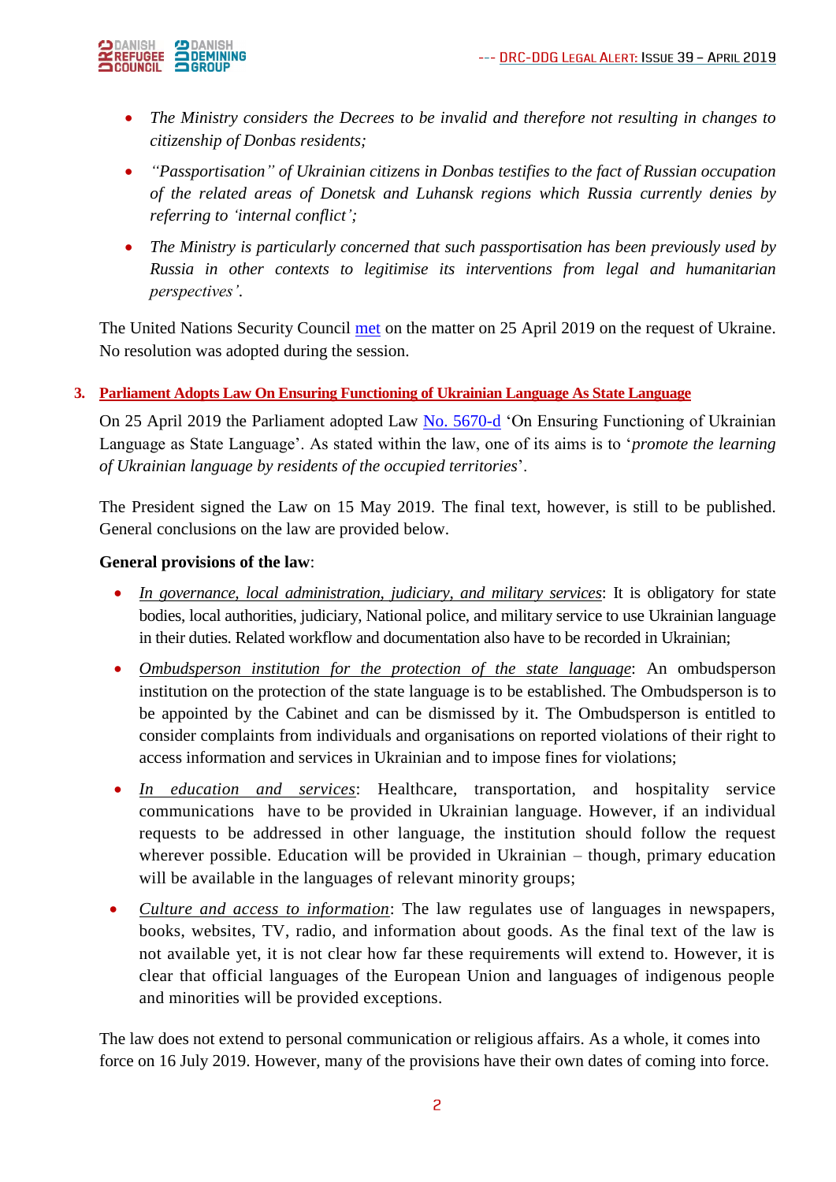- *The Ministry considers the Decrees to be invalid and therefore not resulting in changes to citizenship of Donbas residents;*
- *"Passportisation" of Ukrainian citizens in Donbas testifies to the fact of Russian occupation of the related areas of Donetsk and Luhansk regions which Russia currently denies by referring to 'internal conflict';*
- *The Ministry is particularly concerned that such passportisation has been previously used by Russia in other contexts to legitimise its interventions from legal and humanitarian perspectives'.*

The United Nations Security Council met on the matter on 25 April 2019 on the request of Ukraine. No resolution was adopted during the session.

### 3. Parliament Adopts Law On Ensuring Functioning of Ukrainian Language As State Language

On 25 April 2019 the Parliament adopted Law No. 5670-d 'On Ensuring Functioning of Ukrainian Language as State Language'. As stated within the law, one of its aims is to '*promote the learning of Ukrainian language by residents of the occupied territories*'.

The President signed the Law on 15 May 2019. The final text, however, is still to be published. General conclusions on the law are provided below.

**General provisions of the law**:

- *In governance, local administration, judiciary, and military services*: It is obligatory for state bodies, local authorities, judiciary, National police, and military service to use Ukrainian language in their duties. Related workflow and documentation also have to be recorded in Ukrainian;
- *Ombudsperson institution for the protection of the state language*: An ombudsperson institution on the protection of the state language is to be established. The Ombudsperson is to be appointed by the Cabinet and can be dismissed by it. The Ombudsperson is entitled to consider complaints from individuals and organisations on reported violations of their right to access information and services in Ukrainian and to impose fines for violations;
- *In education and services*: Healthcare, transportation, and hospitality service communications have to be provided in Ukrainian language. However, if an individual requests to be addressed in other language, the institution should follow the request wherever possible. Education will be provided in Ukrainian – though, primary education will be available in the languages of relevant minority groups;
- *Culture and access to information*: The law regulates use of languages in newspapers, books, websites, TV, radio, and information about goods. As the final text of the law is not available yet, it is not clear how far these requirements will extend to. However, it is clear that official languages of the European Union and languages of indigenous people and minorities will be provided exceptions.

The law does not extend to personal communication or religious affairs. As a whole, it comes into force on 16 July 2019. However, many of the provisions have their own dates of coming into force.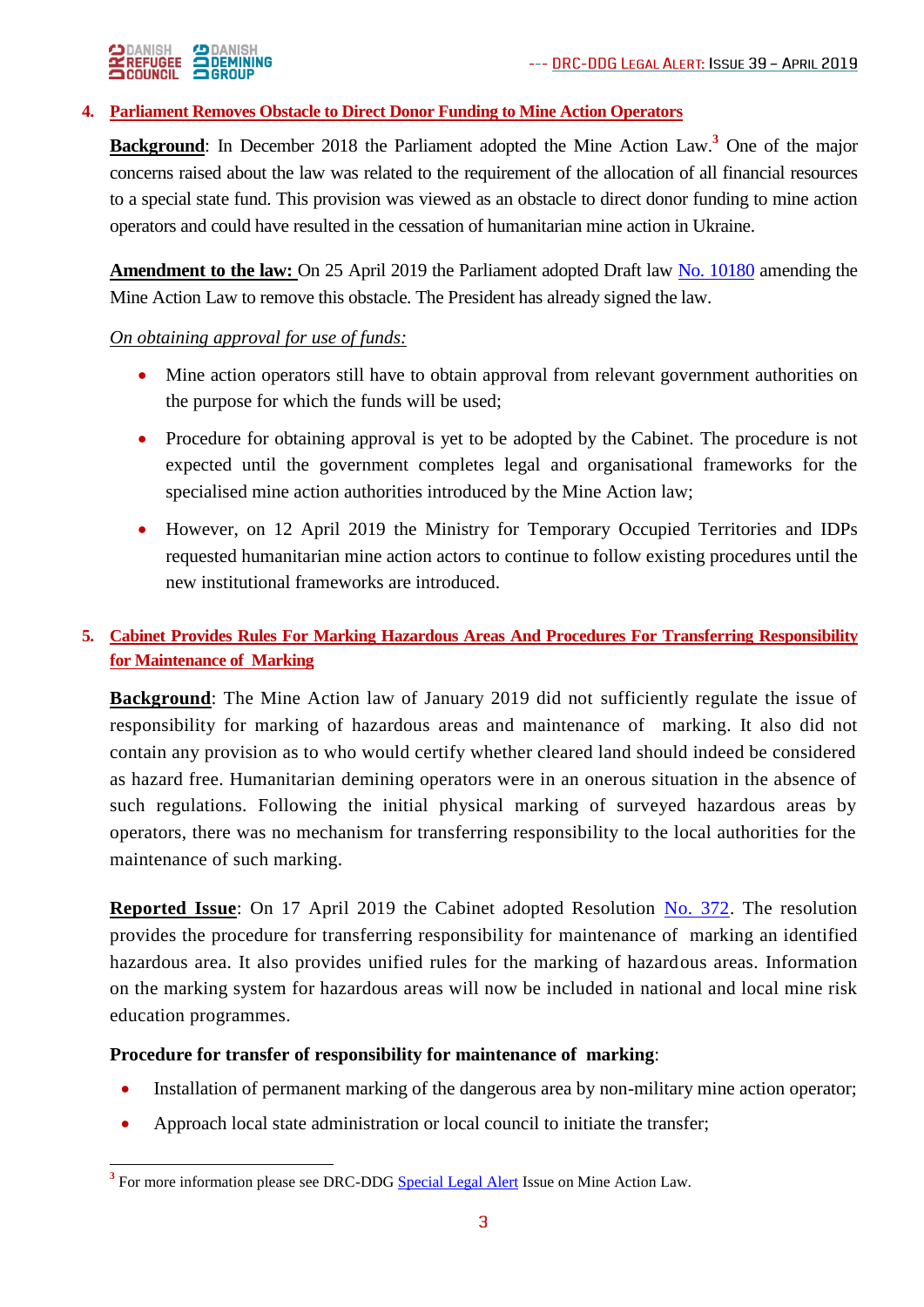## 4. Parliament Removes Obstacle to Direct Donor Funding to Mine Action Operators

**Background**: In December 2018 the Parliament adopted the Mine Action Law.[3] One of the major concerns raised about the law was related to the requirement of the allocation of all financial resources to a special state fund. This provision was viewed as an obstacle to direct donor funding to mine action operators and could have resulted in the cessation of humanitarian mine action in Ukraine.

**Amendment to the law:** On 25 April 2019 the Parliament adopted Draft law No. 10180 amending the Mine Action Law to remove this obstacle. The President has already signed the law.

*On obtaining approval for use of funds:*

- Mine action operators still have to obtain approval from relevant government authorities on the purpose for which the funds will be used;
- Procedure for obtaining approval is yet to be adopted by the Cabinet. The procedure is not expected until the government completes legal and organisational frameworks for the specialised mine action authorities introduced by the Mine Action law;
- However, on 12 April 2019 the Ministry for Temporary Occupied Territories and IDPs requested humanitarian mine action actors to continue to follow existing procedures until the new institutional frameworks are introduced.

## 5. Cabinet Provides Rules For Marking Hazardous Areas And Procedures For Transferring Responsibility for Maintenance of Marking

**Background**: The Mine Action law of January 2019 did not sufficiently regulate the issue of responsibility for marking of hazardous areas and maintenance of marking. It also did not contain any provision as to who would certify whether cleared land should indeed be considered as hazard free. Humanitarian demining operators were in an onerous situation in the absence of such regulations. Following the initial physical marking of surveyed hazardous areas by operators, there was no mechanism for transferring responsibility to the local authorities for the maintenance of such marking.

**Reported Issue**: On 17 April 2019 the Cabinet adopted Resolution No. 372. The resolution provides the procedure for transferring responsibility for maintenance of marking an identified hazardous area. It also provides unified rules for the marking of hazardous areas. Information on the marking system for hazardous areas will now be included in national and local mine risk education programmes.

**Procedure for transfer of responsibility for maintenance of marking**:

- Installation of permanent marking of the dangerous area by non-military mine action operator;
- Approach local state administration or local council to initiate the transfer;

---

[3] For more information please see DRC-DDG Special Legal Alert Issue on Mine Action Law.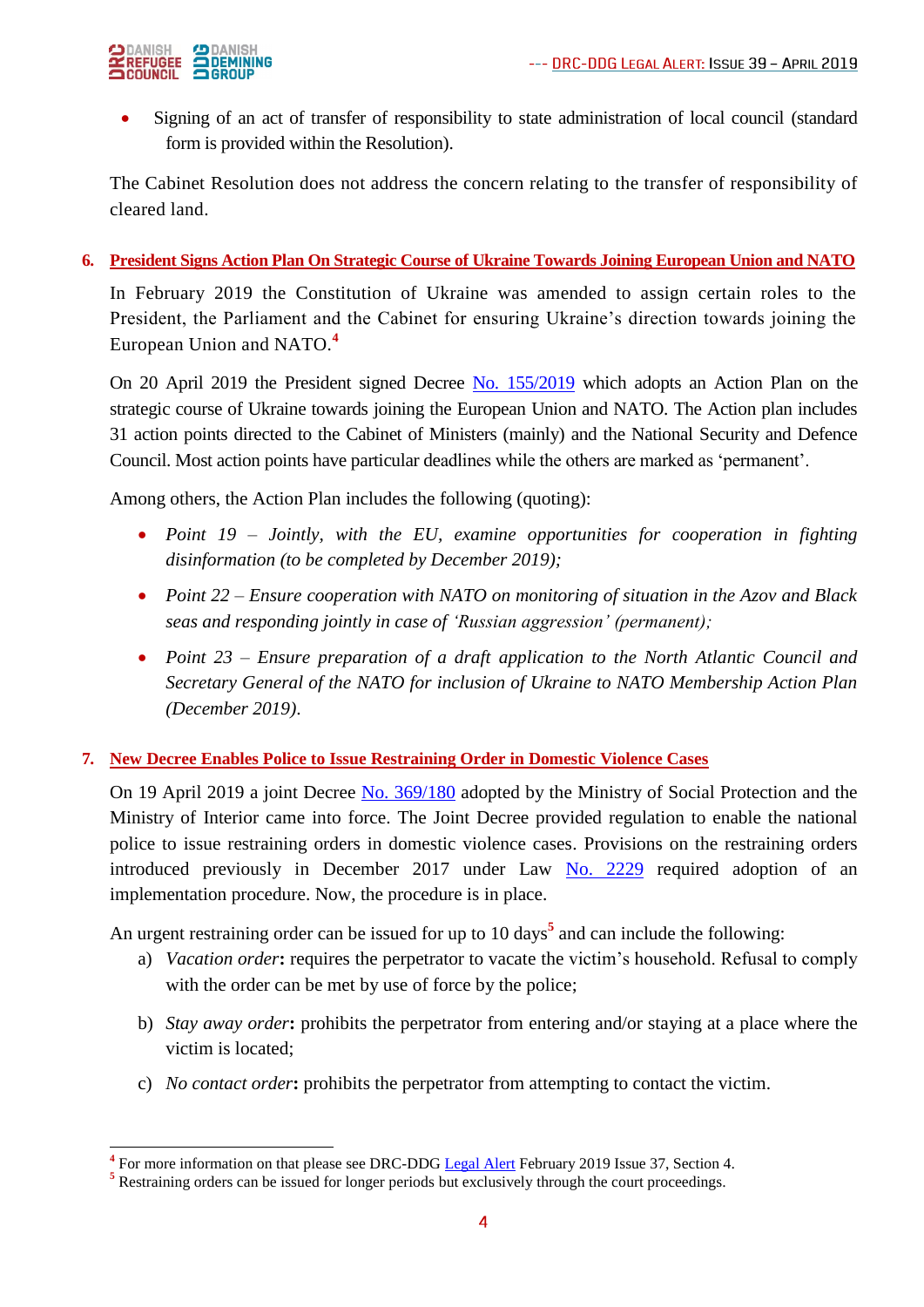- Signing of an act of transfer of responsibility to state administration of local council (standard form is provided within the Resolution).

The Cabinet Resolution does not address the concern relating to the transfer of responsibility of cleared land.

## 6. President Signs Action Plan On Strategic Course of Ukraine Towards Joining European Union and NATO

In February 2019 the Constitution of Ukraine was amended to assign certain roles to the President, the Parliament and the Cabinet for ensuring Ukraine's direction towards joining the European Union and NATO.[4]

On 20 April 2019 the President signed Decree No. 155/2019 which adopts an Action Plan on the strategic course of Ukraine towards joining the European Union and NATO. The Action plan includes 31 action points directed to the Cabinet of Ministers (mainly) and the National Security and Defence Council. Most action points have particular deadlines while the others are marked as 'permanent'.

Among others, the Action Plan includes the following (quoting):

- *Point 19 – Jointly, with the EU, examine opportunities for cooperation in fighting disinformation (to be completed by December 2019);*
- *Point 22 – Ensure cooperation with NATO on monitoring of situation in the Azov and Black seas and responding jointly in case of 'Russian aggression' (permanent);*
- *Point 23 – Ensure preparation of a draft application to the North Atlantic Council and Secretary General of the NATO for inclusion of Ukraine to NATO Membership Action Plan (December 2019).*

## 7. New Decree Enables Police to Issue Restraining Order in Domestic Violence Cases

On 19 April 2019 a joint Decree No. 369/180 adopted by the Ministry of Social Protection and the Ministry of Interior came into force. The Joint Decree provided regulation to enable the national police to issue restraining orders in domestic violence cases. Provisions on the restraining orders introduced previously in December 2017 under Law No. 2229 required adoption of an implementation procedure. Now, the procedure is in place.

An urgent restraining order can be issued for up to 10 days[5] and can include the following:

a) *Vacation order*: requires the perpetrator to vacate the victim's household. Refusal to comply with the order can be met by use of force by the police;

b) *Stay away order*: prohibits the perpetrator from entering and/or staying at a place where the victim is located;

c) *No contact order*: prohibits the perpetrator from attempting to contact the victim.

---

[4] For more information on that please see DRC-DDG Legal Alert February 2019 Issue 37, Section 4.

[5] Restraining orders can be issued for longer periods but exclusively through the court proceedings.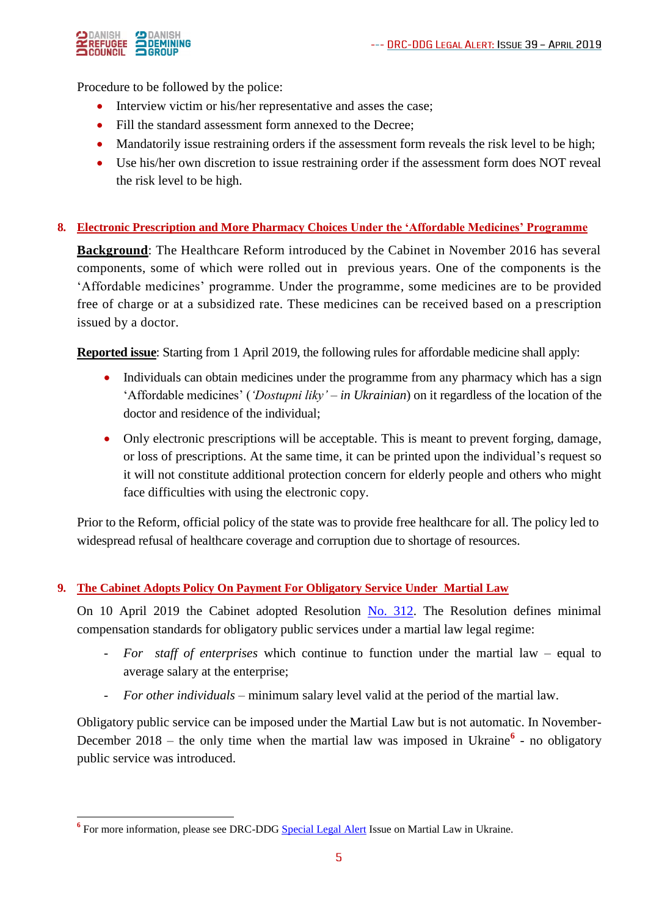Procedure to be followed by the police:

- Interview victim or his/her representative and asses the case;
- Fill the standard assessment form annexed to the Decree;
- Mandatorily issue restraining orders if the assessment form reveals the risk level to be high;
- Use his/her own discretion to issue restraining order if the assessment form does NOT reveal the risk level to be high.

## 8. Electronic Prescription and More Pharmacy Choices Under the 'Affordable Medicines' Programme

**Background**: The Healthcare Reform introduced by the Cabinet in November 2016 has several components, some of which were rolled out in previous years. One of the components is the 'Affordable medicines' programme. Under the programme, some medicines are to be provided free of charge or at a subsidized rate. These medicines can be received based on a prescription issued by a doctor.

**Reported issue**: Starting from 1 April 2019, the following rules for affordable medicine shall apply:

- Individuals can obtain medicines under the programme from any pharmacy which has a sign 'Affordable medicines' (*'Dostupni liky' – in Ukrainian*) on it regardless of the location of the doctor and residence of the individual;
- Only electronic prescriptions will be acceptable. This is meant to prevent forging, damage, or loss of prescriptions. At the same time, it can be printed upon the individual's request so it will not constitute additional protection concern for elderly people and others who might face difficulties with using the electronic copy.

Prior to the Reform, official policy of the state was to provide free healthcare for all. The policy led to widespread refusal of healthcare coverage and corruption due to shortage of resources.

## 9. The Cabinet Adopts Policy On Payment For Obligatory Service Under Martial Law

On 10 April 2019 the Cabinet adopted Resolution No. 312. The Resolution defines minimal compensation standards for obligatory public services under a martial law legal regime:

- *For staff of enterprises* which continue to function under the martial law – equal to average salary at the enterprise;
- *For other individuals* – minimum salary level valid at the period of the martial law.

Obligatory public service can be imposed under the Martial Law but is not automatic. In November-December 2018 – the only time when the martial law was imposed in Ukraine[6] - no obligatory public service was introduced.

---

[6] For more information, please see DRC-DDG Special Legal Alert Issue on Martial Law in Ukraine.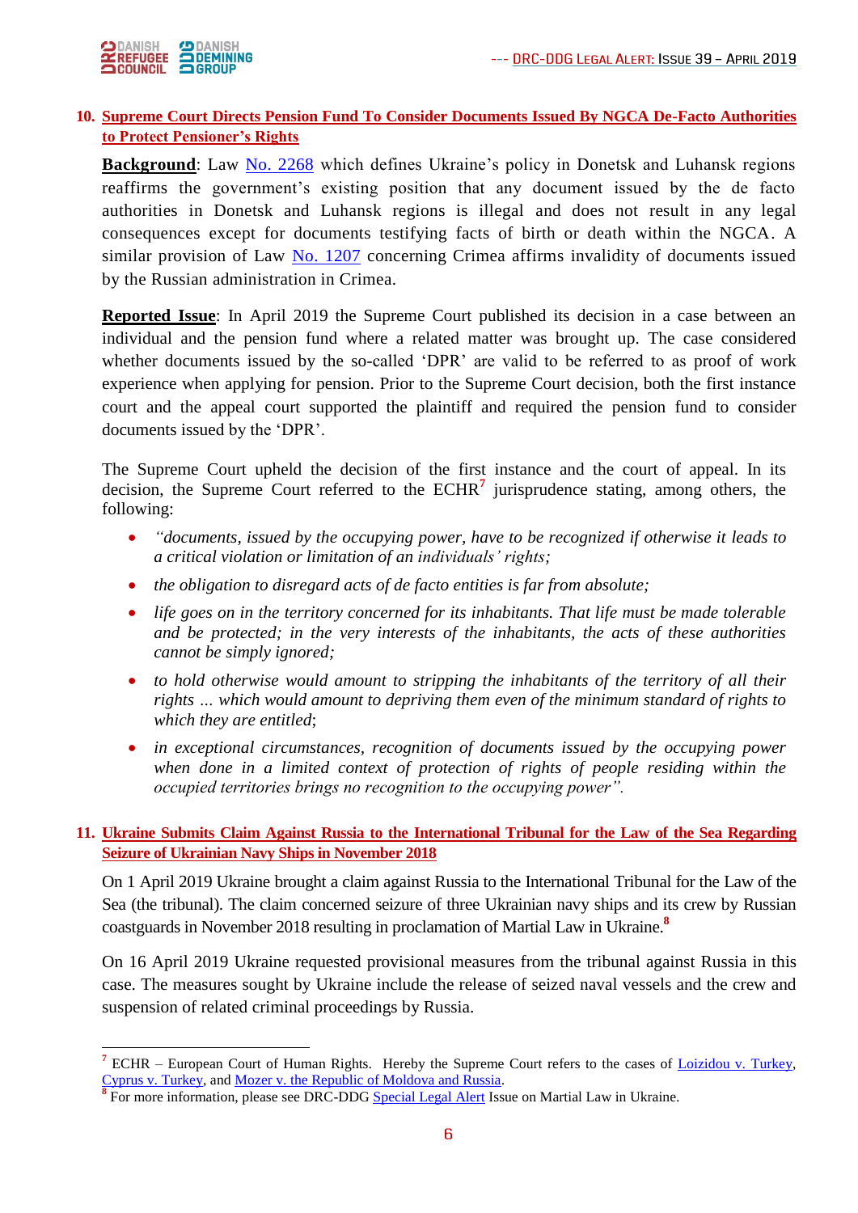## 10. Supreme Court Directs Pension Fund To Consider Documents Issued By NGCA De-Facto Authorities to Protect Pensioner's Rights

**Background**: Law No. 2268 which defines Ukraine's policy in Donetsk and Luhansk regions reaffirms the government's existing position that any document issued by the de facto authorities in Donetsk and Luhansk regions is illegal and does not result in any legal consequences except for documents testifying facts of birth or death within the NGCA. A similar provision of Law No. 1207 concerning Crimea affirms invalidity of documents issued by the Russian administration in Crimea.

**Reported Issue**: In April 2019 the Supreme Court published its decision in a case between an individual and the pension fund where a related matter was brought up. The case considered whether documents issued by the so-called 'DPR' are valid to be referred to as proof of work experience when applying for pension. Prior to the Supreme Court decision, both the first instance court and the appeal court supported the plaintiff and required the pension fund to consider documents issued by the 'DPR'.

The Supreme Court upheld the decision of the first instance and the court of appeal. In its decision, the Supreme Court referred to the ECHR[7] jurisprudence stating, among others, the following:

- *"documents, issued by the occupying power, have to be recognized if otherwise it leads to a critical violation or limitation of an individuals' rights;*
- *the obligation to disregard acts of de facto entities is far from absolute;*
- *life goes on in the territory concerned for its inhabitants. That life must be made tolerable and be protected; in the very interests of the inhabitants, the acts of these authorities cannot be simply ignored;*
- *to hold otherwise would amount to stripping the inhabitants of the territory of all their rights … which would amount to depriving them even of the minimum standard of rights to which they are entitled*;
- *in exceptional circumstances, recognition of documents issued by the occupying power when done in a limited context of protection of rights of people residing within the occupied territories brings no recognition to the occupying power".*

## 11. Ukraine Submits Claim Against Russia to the International Tribunal for the Law of the Sea Regarding Seizure of Ukrainian Navy Ships in November 2018

On 1 April 2019 Ukraine brought a claim against Russia to the International Tribunal for the Law of the Sea (the tribunal). The claim concerned seizure of three Ukrainian navy ships and its crew by Russian coastguards in November 2018 resulting in proclamation of Martial Law in Ukraine.[8]

On 16 April 2019 Ukraine requested provisional measures from the tribunal against Russia in this case. The measures sought by Ukraine include the release of seized naval vessels and the crew and suspension of related criminal proceedings by Russia.

---

[7] ECHR – European Court of Human Rights. Hereby the Supreme Court refers to the cases of Loizidou v. Turkey, Cyprus v. Turkey, and Mozer v. the Republic of Moldova and Russia.

[8] For more information, please see DRC-DDG Special Legal Alert Issue on Martial Law in Ukraine.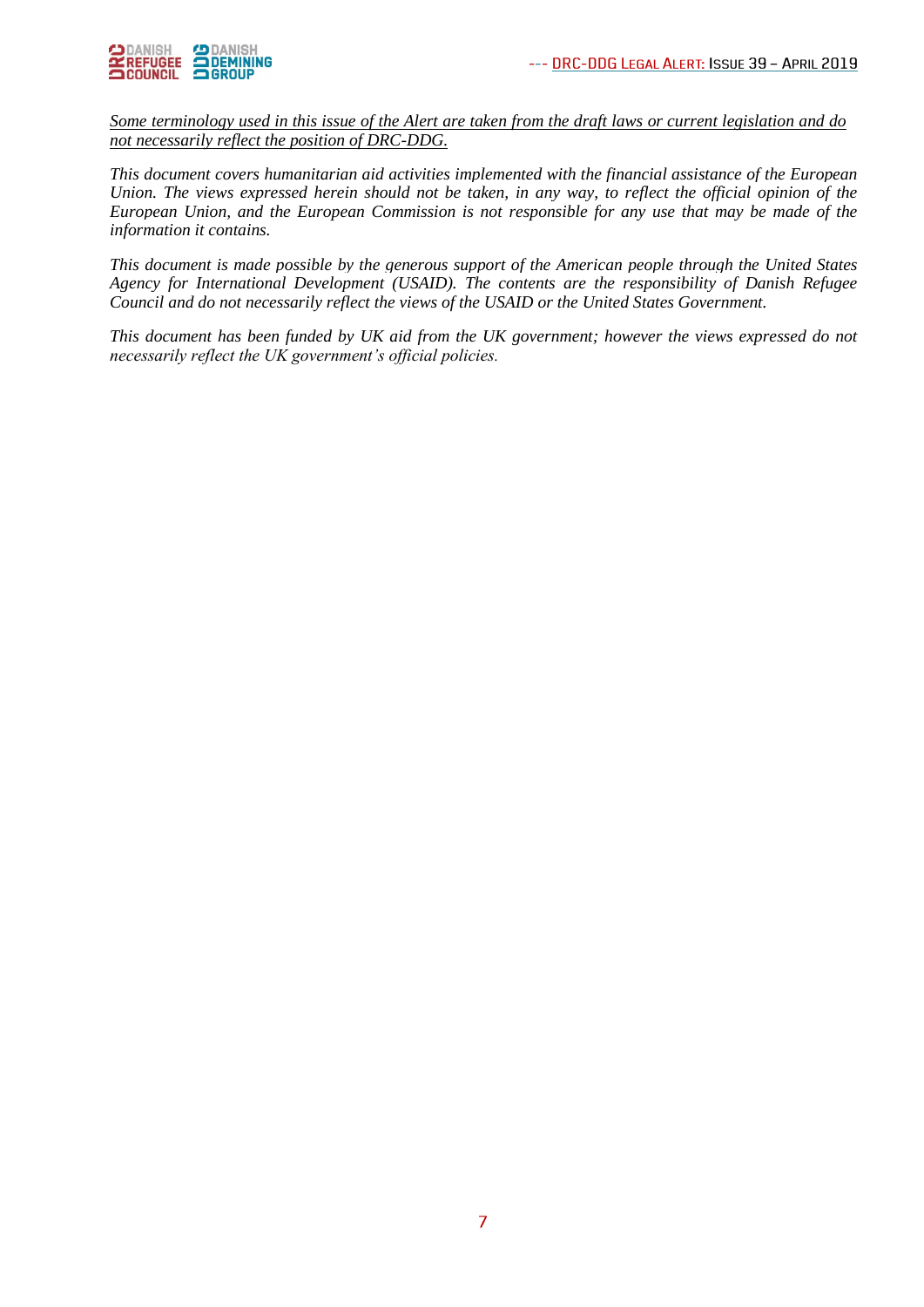*Some terminology used in this issue of the Alert are taken from the draft laws or current legislation and do not necessarily reflect the position of DRC-DDG.*

*This document covers humanitarian aid activities implemented with the financial assistance of the European Union. The views expressed herein should not be taken, in any way, to reflect the official opinion of the European Union, and the European Commission is not responsible for any use that may be made of the information it contains.*

*This document is made possible by the generous support of the American people through the United States Agency for International Development (USAID). The contents are the responsibility of Danish Refugee Council and do not necessarily reflect the views of the USAID or the United States Government.*

*This document has been funded by UK aid from the UK government; however the views expressed do not necessarily reflect the UK government's official policies.*